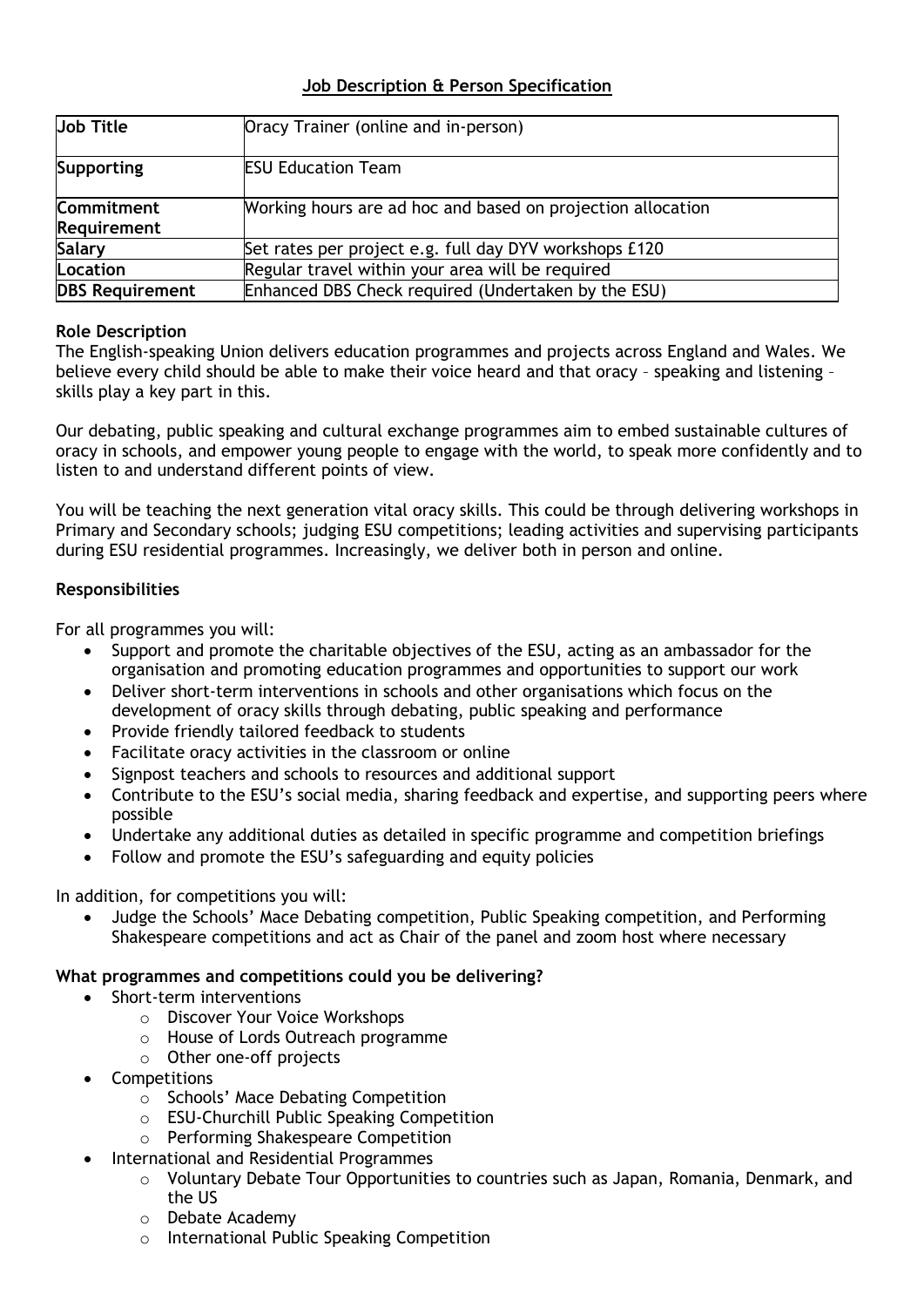## Job Description & Person Specification

| Job Title | Oracy Trainer (online and in-person) |
|---|---|
| Supporting | ESU Education Team |
| Commitment Requirement | Working hours are ad hoc and based on projection allocation |
| Salary | Set rates per project e.g. full day DYV workshops £120 |
| Location | Regular travel within your area will be required |
| DBS Requirement | Enhanced DBS Check required (Undertaken by the ESU) |

**Role Description**

The English-speaking Union delivers education programmes and projects across England and Wales. We believe every child should be able to make their voice heard and that oracy – speaking and listening – skills play a key part in this.

Our debating, public speaking and cultural exchange programmes aim to embed sustainable cultures of oracy in schools, and empower young people to engage with the world, to speak more confidently and to listen to and understand different points of view.

You will be teaching the next generation vital oracy skills. This could be through delivering workshops in Primary and Secondary schools; judging ESU competitions; leading activities and supervising participants during ESU residential programmes. Increasingly, we deliver both in person and online.

**Responsibilities**

For all programmes you will:

- Support and promote the charitable objectives of the ESU, acting as an ambassador for the organisation and promoting education programmes and opportunities to support our work
- Deliver short-term interventions in schools and other organisations which focus on the development of oracy skills through debating, public speaking and performance
- Provide friendly tailored feedback to students
- Facilitate oracy activities in the classroom or online
- Signpost teachers and schools to resources and additional support
- Contribute to the ESU's social media, sharing feedback and expertise, and supporting peers where possible
- Undertake any additional duties as detailed in specific programme and competition briefings
- Follow and promote the ESU's safeguarding and equity policies

In addition, for competitions you will:

- Judge the Schools' Mace Debating competition, Public Speaking competition, and Performing Shakespeare competitions and act as Chair of the panel and zoom host where necessary

**What programmes and competitions could you be delivering?**

- Short-term interventions
  - Discover Your Voice Workshops
  - House of Lords Outreach programme
  - Other one-off projects
- Competitions
  - Schools' Mace Debating Competition
  - ESU-Churchill Public Speaking Competition
  - Performing Shakespeare Competition
- International and Residential Programmes
  - Voluntary Debate Tour Opportunities to countries such as Japan, Romania, Denmark, and the US
  - Debate Academy
  - International Public Speaking Competition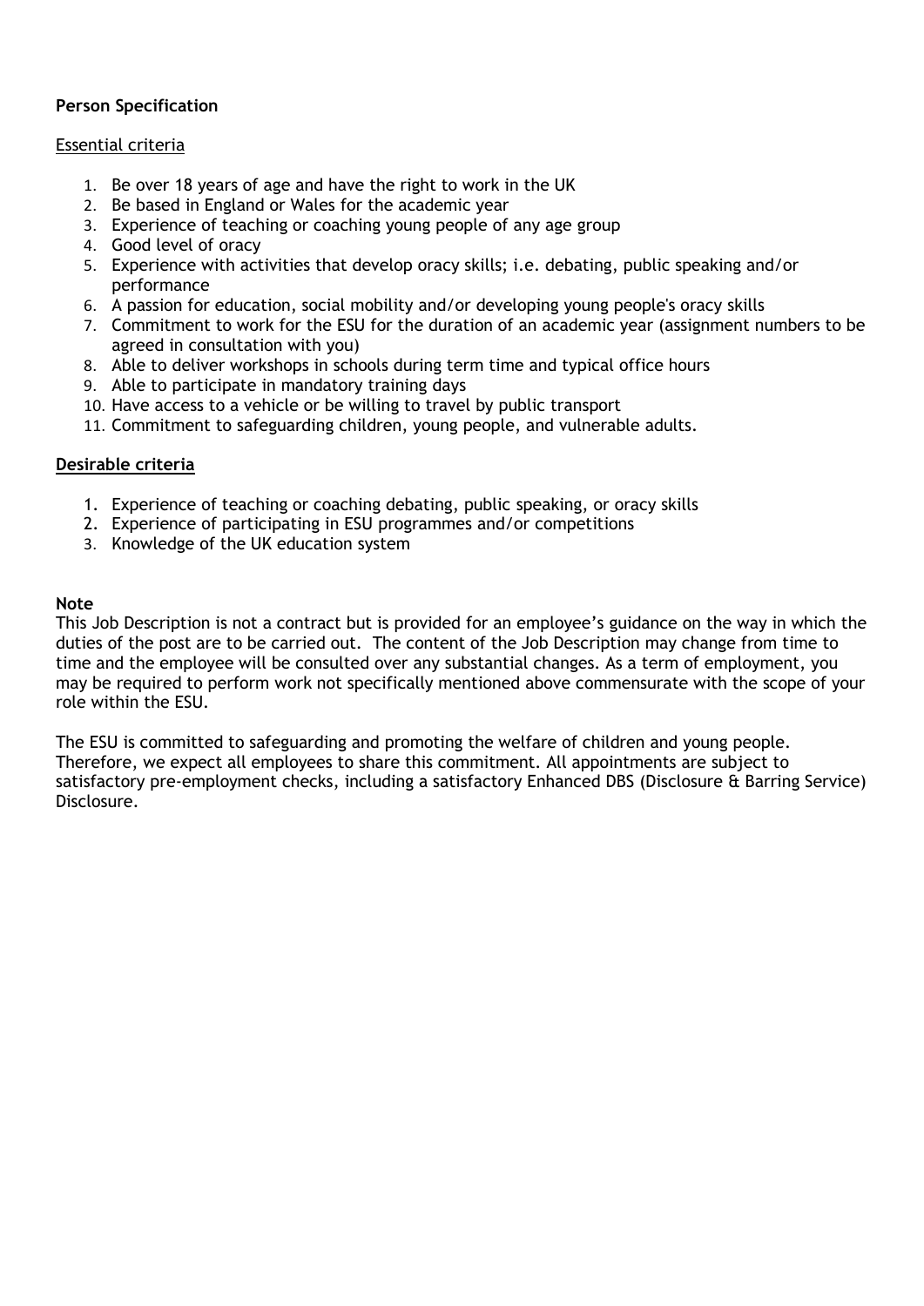**Person Specification**

Essential criteria

1. Be over 18 years of age and have the right to work in the UK
2. Be based in England or Wales for the academic year
3. Experience of teaching or coaching young people of any age group
4. Good level of oracy
5. Experience with activities that develop oracy skills; i.e. debating, public speaking and/or performance
6. A passion for education, social mobility and/or developing young people's oracy skills
7. Commitment to work for the ESU for the duration of an academic year (assignment numbers to be agreed in consultation with you)
8. Able to deliver workshops in schools during term time and typical office hours
9. Able to participate in mandatory training days
10. Have access to a vehicle or be willing to travel by public transport
11. Commitment to safeguarding children, young people, and vulnerable adults.

**Desirable criteria**

1. Experience of teaching or coaching debating, public speaking, or oracy skills
2. Experience of participating in ESU programmes and/or competitions
3. Knowledge of the UK education system

**Note**

This Job Description is not a contract but is provided for an employee's guidance on the way in which the duties of the post are to be carried out. The content of the Job Description may change from time to time and the employee will be consulted over any substantial changes. As a term of employment, you may be required to perform work not specifically mentioned above commensurate with the scope of your role within the ESU.

The ESU is committed to safeguarding and promoting the welfare of children and young people. Therefore, we expect all employees to share this commitment. All appointments are subject to satisfactory pre-employment checks, including a satisfactory Enhanced DBS (Disclosure & Barring Service) Disclosure.